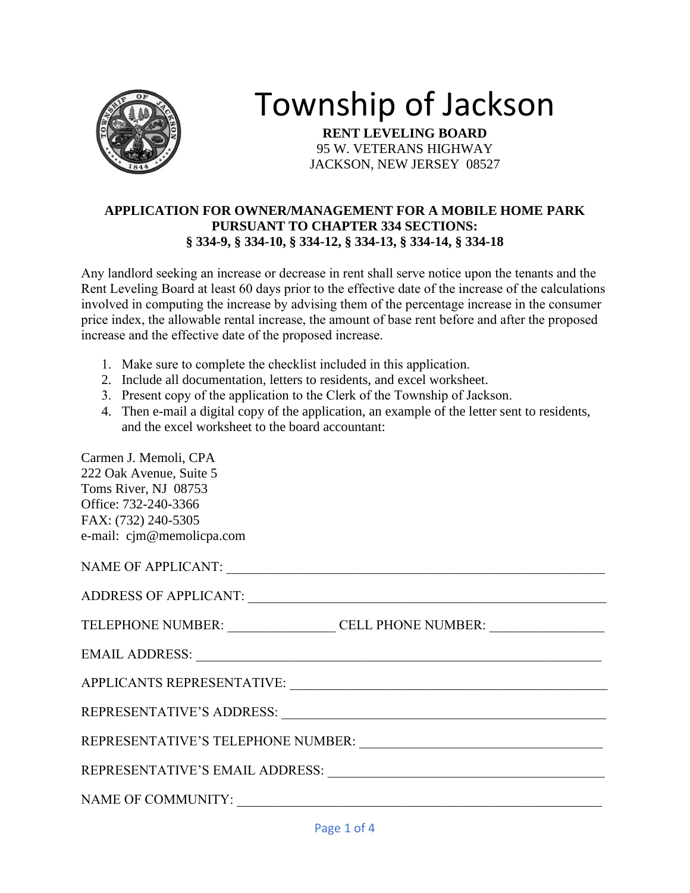# Township of Jackson

**RENT LEVELING BOARD**
95 W. VETERANS HIGHWAY
JACKSON, NEW JERSEY 08527

**APPLICATION FOR OWNER/MANAGEMENT FOR A MOBILE HOME PARK PURSUANT TO CHAPTER 334 SECTIONS:**
**§ 334-9, § 334-10, § 334-12, § 334-13, § 334-14, § 334-18**

Any landlord seeking an increase or decrease in rent shall serve notice upon the tenants and the Rent Leveling Board at least 60 days prior to the effective date of the increase of the calculations involved in computing the increase by advising them of the percentage increase in the consumer price index, the allowable rental increase, the amount of base rent before and after the proposed increase and the effective date of the proposed increase.

1. Make sure to complete the checklist included in this application.
2. Include all documentation, letters to residents, and excel worksheet.
3. Present copy of the application to the Clerk of the Township of Jackson.
4. Then e-mail a digital copy of the application, an example of the letter sent to residents, and the excel worksheet to the board accountant:

Carmen J. Memoli, CPA
222 Oak Avenue, Suite 5
Toms River, NJ 08753
Office: 732-240-3366
FAX: (732) 240-5305
e-mail: cjm@memolicpa.com

NAME OF APPLICANT: ______________________________________________________

ADDRESS OF APPLICANT: ___________________________________________________

TELEPHONE NUMBER: ________________ CELL PHONE NUMBER: ________________

EMAIL ADDRESS: _________________________________________________________

APPLICANTS REPRESENTATIVE: ______________________________________________

REPRESENTATIVE'S ADDRESS: _______________________________________________

REPRESENTATIVE'S TELEPHONE NUMBER: ___________________________________

REPRESENTATIVE'S EMAIL ADDRESS: _______________________________________

NAME OF COMMUNITY: ____________________________________________________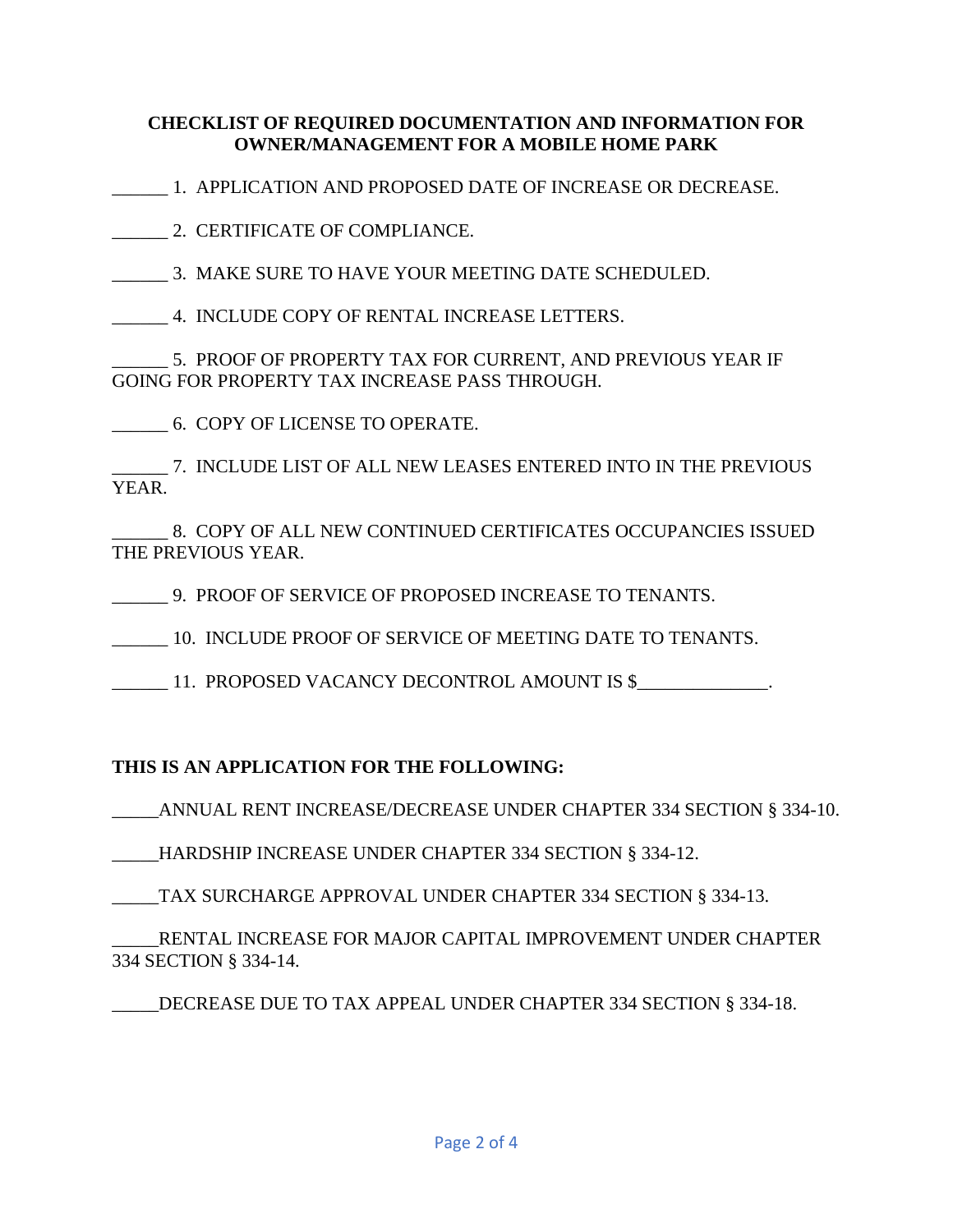**CHECKLIST OF REQUIRED DOCUMENTATION AND INFORMATION FOR OWNER/MANAGEMENT FOR A MOBILE HOME PARK**

______ 1. APPLICATION AND PROPOSED DATE OF INCREASE OR DECREASE.

______ 2. CERTIFICATE OF COMPLIANCE.

______ 3. MAKE SURE TO HAVE YOUR MEETING DATE SCHEDULED.

______ 4. INCLUDE COPY OF RENTAL INCREASE LETTERS.

______ 5. PROOF OF PROPERTY TAX FOR CURRENT, AND PREVIOUS YEAR IF GOING FOR PROPERTY TAX INCREASE PASS THROUGH.

______ 6. COPY OF LICENSE TO OPERATE.

______ 7. INCLUDE LIST OF ALL NEW LEASES ENTERED INTO IN THE PREVIOUS YEAR.

______ 8. COPY OF ALL NEW CONTINUED CERTIFICATES OCCUPANCIES ISSUED THE PREVIOUS YEAR.

______ 9. PROOF OF SERVICE OF PROPOSED INCREASE TO TENANTS.

______ 10. INCLUDE PROOF OF SERVICE OF MEETING DATE TO TENANTS.

______ 11. PROPOSED VACANCY DECONTROL AMOUNT IS $______________.

**THIS IS AN APPLICATION FOR THE FOLLOWING:**

_____ANNUAL RENT INCREASE/DECREASE UNDER CHAPTER 334 SECTION § 334-10.

_____HARDSHIP INCREASE UNDER CHAPTER 334 SECTION § 334-12.

_____TAX SURCHARGE APPROVAL UNDER CHAPTER 334 SECTION § 334-13.

_____RENTAL INCREASE FOR MAJOR CAPITAL IMPROVEMENT UNDER CHAPTER 334 SECTION § 334-14.

_____DECREASE DUE TO TAX APPEAL UNDER CHAPTER 334 SECTION § 334-18.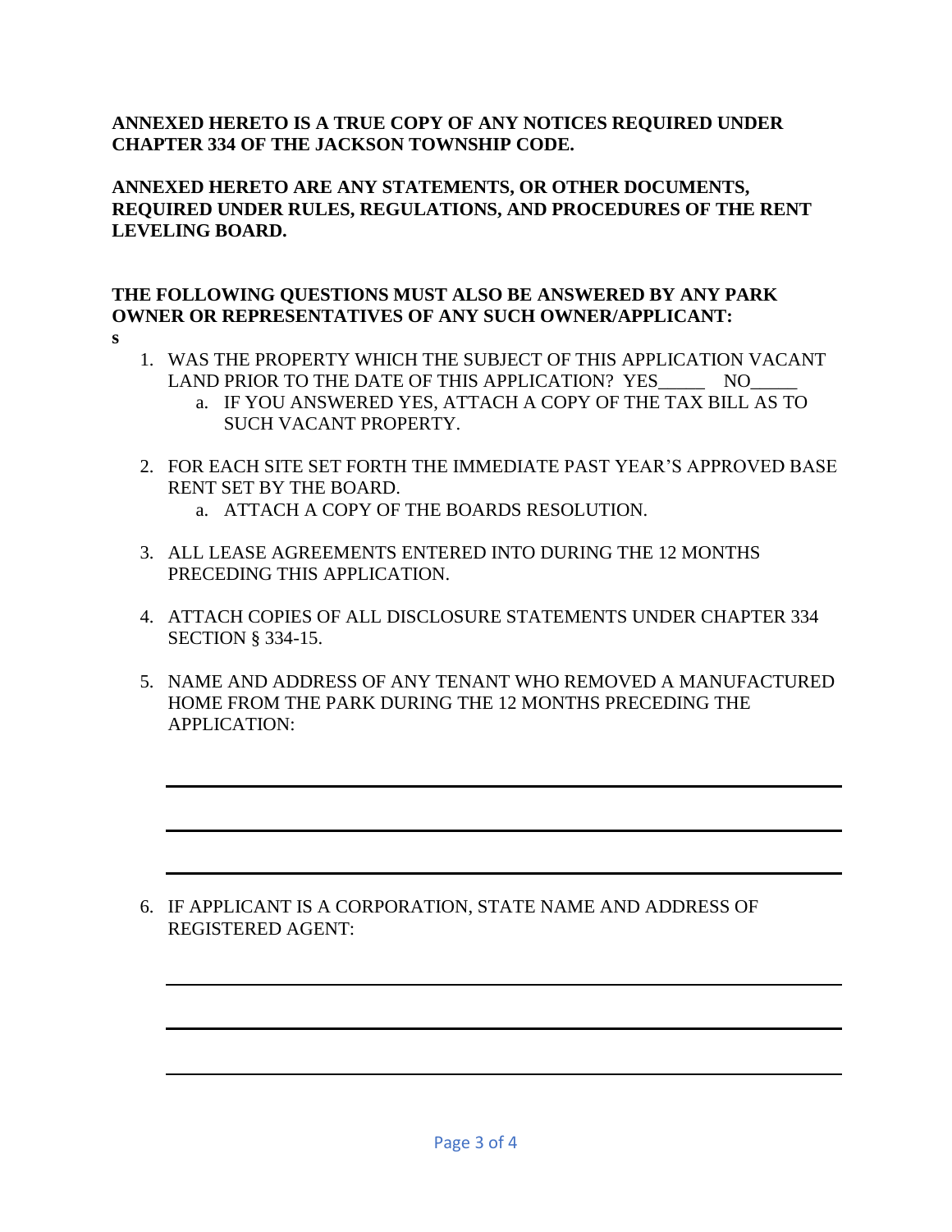**ANNEXED HERETO IS A TRUE COPY OF ANY NOTICES REQUIRED UNDER CHAPTER 334 OF THE JACKSON TOWNSHIP CODE.**

**ANNEXED HERETO ARE ANY STATEMENTS, OR OTHER DOCUMENTS, REQUIRED UNDER RULES, REGULATIONS, AND PROCEDURES OF THE RENT LEVELING BOARD.**

**THE FOLLOWING QUESTIONS MUST ALSO BE ANSWERED BY ANY PARK OWNER OR REPRESENTATIVES OF ANY SUCH OWNER/APPLICANT:**

**s**

1. WAS THE PROPERTY WHICH THE SUBJECT OF THIS APPLICATION VACANT LAND PRIOR TO THE DATE OF THIS APPLICATION? YES_____ NO_____
   a. IF YOU ANSWERED YES, ATTACH A COPY OF THE TAX BILL AS TO SUCH VACANT PROPERTY.

2. FOR EACH SITE SET FORTH THE IMMEDIATE PAST YEAR'S APPROVED BASE RENT SET BY THE BOARD.
   a. ATTACH A COPY OF THE BOARDS RESOLUTION.

3. ALL LEASE AGREEMENTS ENTERED INTO DURING THE 12 MONTHS PRECEDING THIS APPLICATION.

4. ATTACH COPIES OF ALL DISCLOSURE STATEMENTS UNDER CHAPTER 334 SECTION § 334-15.

5. NAME AND ADDRESS OF ANY TENANT WHO REMOVED A MANUFACTURED HOME FROM THE PARK DURING THE 12 MONTHS PRECEDING THE APPLICATION:

_______________________________________________

_______________________________________________

_______________________________________________

6. IF APPLICANT IS A CORPORATION, STATE NAME AND ADDRESS OF REGISTERED AGENT:

_______________________________________________

_______________________________________________

_______________________________________________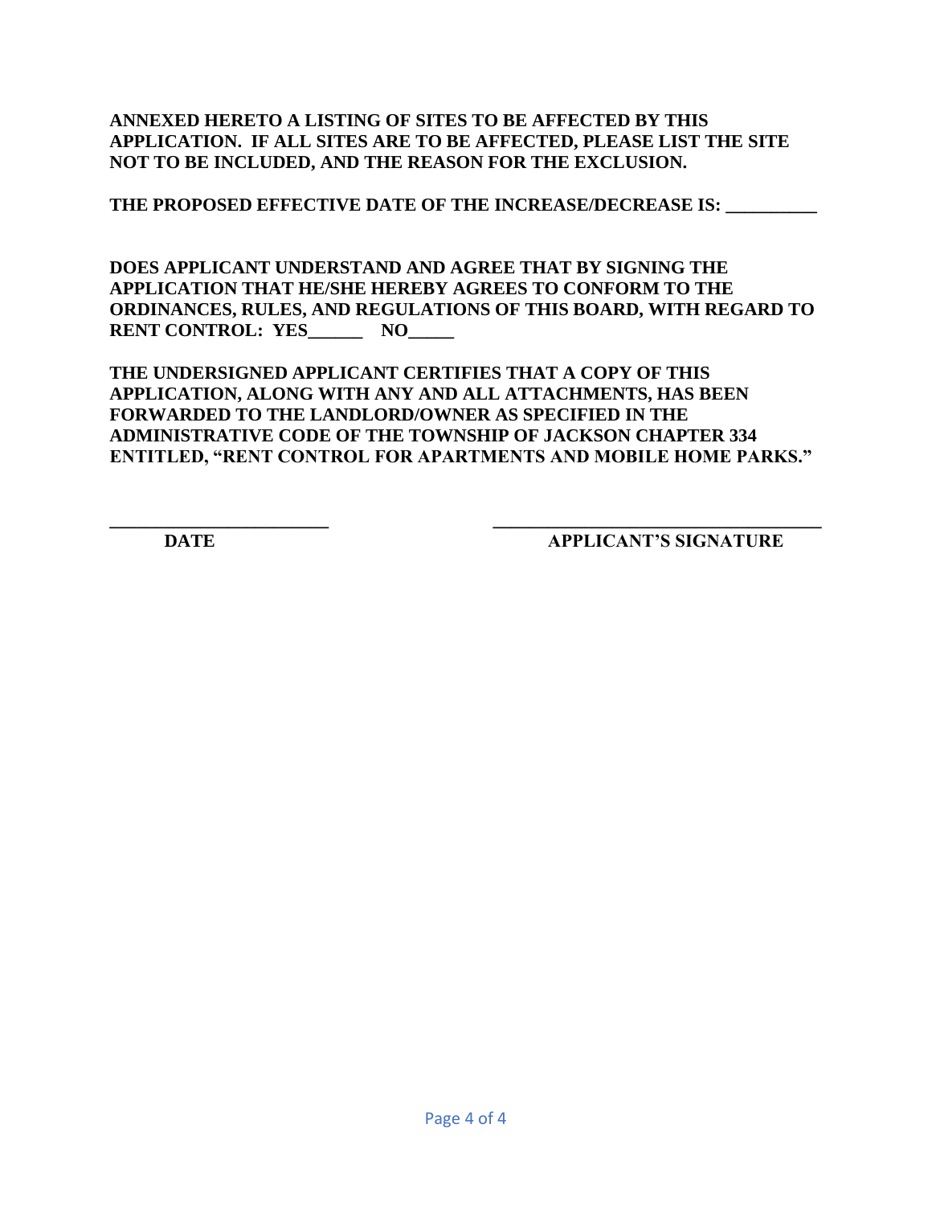**ANNEXED HERETO A LISTING OF SITES TO BE AFFECTED BY THIS APPLICATION. IF ALL SITES ARE TO BE AFFECTED, PLEASE LIST THE SITE NOT TO BE INCLUDED, AND THE REASON FOR THE EXCLUSION.**

**THE PROPOSED EFFECTIVE DATE OF THE INCREASE/DECREASE IS: __________**

**DOES APPLICANT UNDERSTAND AND AGREE THAT BY SIGNING THE APPLICATION THAT HE/SHE HEREBY AGREES TO CONFORM TO THE ORDINANCES, RULES, AND REGULATIONS OF THIS BOARD, WITH REGARD TO RENT CONTROL: YES______ NO_____**

**THE UNDERSIGNED APPLICANT CERTIFIES THAT A COPY OF THIS APPLICATION, ALONG WITH ANY AND ALL ATTACHMENTS, HAS BEEN FORWARDED TO THE LANDLORD/OWNER AS SPECIFIED IN THE ADMINISTRATIVE CODE OF THE TOWNSHIP OF JACKSON CHAPTER 334 ENTITLED, "RENT CONTROL FOR APARTMENTS AND MOBILE HOME PARKS."**

________________________ &nbsp;&nbsp;&nbsp;&nbsp;&nbsp;&nbsp;&nbsp;&nbsp; ____________________________________

**DATE** &nbsp;&nbsp;&nbsp;&nbsp;&nbsp;&nbsp;&nbsp;&nbsp;&nbsp;&nbsp;&nbsp;&nbsp;&nbsp;&nbsp;&nbsp;&nbsp;&nbsp;&nbsp;&nbsp;&nbsp;&nbsp;&nbsp;&nbsp;&nbsp; **APPLICANT'S SIGNATURE**